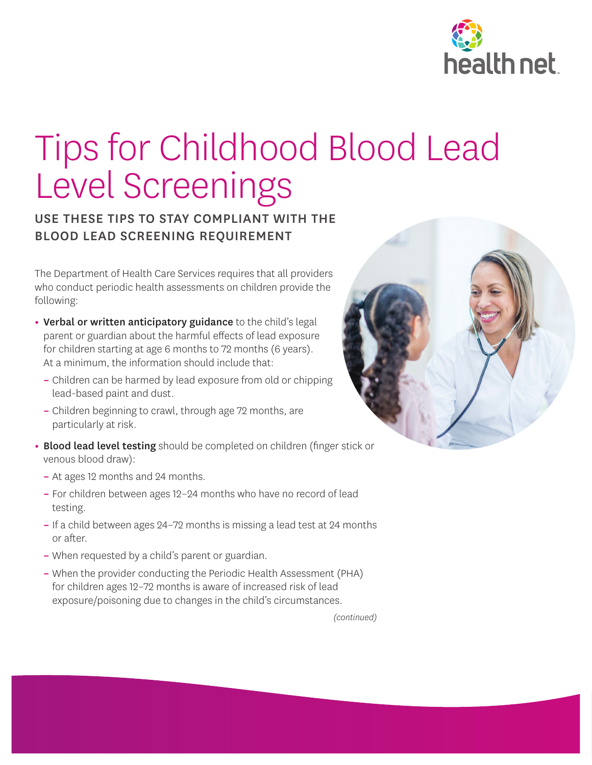# Tips for Childhood Blood Lead Level Screenings

## USE THESE TIPS TO STAY COMPLIANT WITH THE BLOOD LEAD SCREENING REQUIREMENT

The Department of Health Care Services requires that all providers who conduct periodic health assessments on children provide the following:

- **Verbal or written anticipatory guidance** to the child's legal parent or guardian about the harmful effects of lead exposure for children starting at age 6 months to 72 months (6 years). At a minimum, the information should include that:
  - Children can be harmed by lead exposure from old or chipping lead-based paint and dust.
  - Children beginning to crawl, through age 72 months, are particularly at risk.
- **Blood lead level testing** should be completed on children (finger stick or venous blood draw):
  - At ages 12 months and 24 months.
  - For children between ages 12–24 months who have no record of lead testing.
  - If a child between ages 24–72 months is missing a lead test at 24 months or after.
  - When requested by a child's parent or guardian.
  - When the provider conducting the Periodic Health Assessment (PHA) for children ages 12–72 months is aware of increased risk of lead exposure/poisoning due to changes in the child's circumstances.

*(continued)*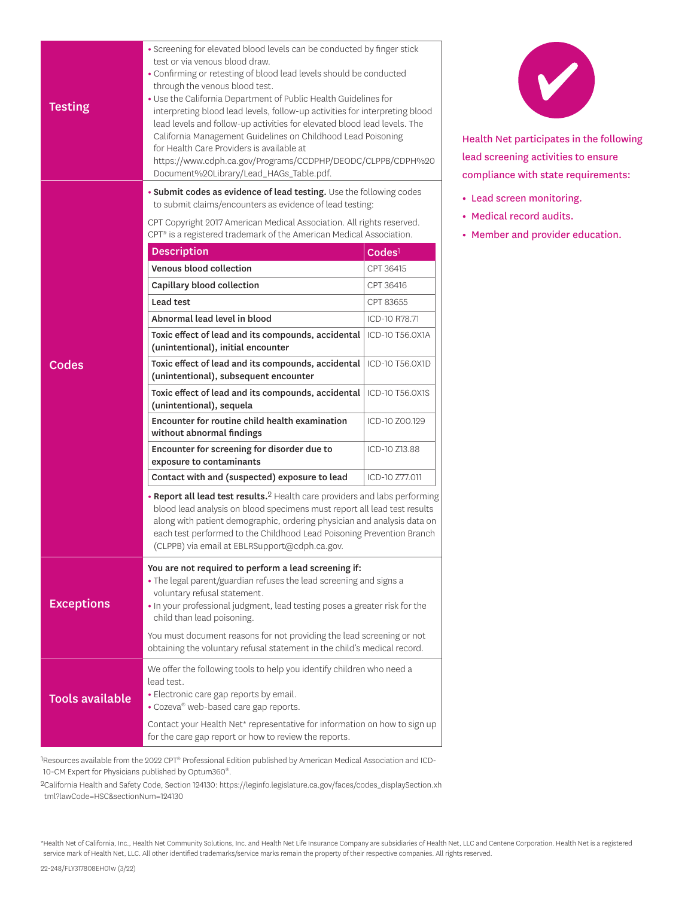## Testing

- Screening for elevated blood levels can be conducted by finger stick test or via venous blood draw.
- Confirming or retesting of blood lead levels should be conducted through the venous blood test.
- Use the California Department of Public Health Guidelines for interpreting blood lead levels, follow-up activities for interpreting blood lead levels and follow-up activities for elevated blood lead levels. The California Management Guidelines on Childhood Lead Poisoning for Health Care Providers is available at https://www.cdph.ca.gov/Programs/CCDPHP/DEODC/CLPPB/CDPH%20Document%20Library/Lead_HAGs_Table.pdf.

## Codes

- **Submit codes as evidence of lead testing.** Use the following codes to submit claims/encounters as evidence of lead testing:

CPT Copyright 2017 American Medical Association. All rights reserved. CPT® is a registered trademark of the American Medical Association.

| Description | Codes[1] |
|---|---|
| **Venous blood collection** | CPT 36415 |
| **Capillary blood collection** | CPT 36416 |
| **Lead test** | CPT 83655 |
| **Abnormal lead level in blood** | ICD-10 R78.71 |
| **Toxic effect of lead and its compounds, accidental (unintentional), initial encounter** | ICD-10 T56.0X1A |
| **Toxic effect of lead and its compounds, accidental (unintentional), subsequent encounter** | ICD-10 T56.0X1D |
| **Toxic effect of lead and its compounds, accidental (unintentional), sequela** | ICD-10 T56.0X1S |
| **Encounter for routine child health examination without abnormal findings** | ICD-10 Z00.129 |
| **Encounter for screening for disorder due to exposure to contaminants** | ICD-10 Z13.88 |
| **Contact with and (suspected) exposure to lead** | ICD-10 Z77.011 |

- **Report all lead test results.**[2] Health care providers and labs performing blood lead analysis on blood specimens must report all lead test results along with patient demographic, ordering physician and analysis data on each test performed to the Childhood Lead Poisoning Prevention Branch (CLPPB) via email at EBLRSupport@cdph.ca.gov.

## Exceptions

**You are not required to perform a lead screening if:**

- The legal parent/guardian refuses the lead screening and signs a voluntary refusal statement.
- In your professional judgment, lead testing poses a greater risk for the child than lead poisoning.

You must document reasons for not providing the lead screening or not obtaining the voluntary refusal statement in the child's medical record.

## Tools available

We offer the following tools to help you identify children who need a lead test.

- Electronic care gap reports by email.
- Cozeva® web-based care gap reports.

Contact your Health Net* representative for information on how to sign up for the care gap report or how to review the reports.

Health Net participates in the following lead screening activities to ensure compliance with state requirements:

- Lead screen monitoring.
- Medical record audits.
- Member and provider education.

[1]Resources available from the 2022 CPT® Professional Edition published by American Medical Association and ICD-10-CM Expert for Physicians published by Optum360®.

[2]California Health and Safety Code, Section 124130: https://leginfo.legislature.ca.gov/faces/codes_displaySection.xhtml?lawCode=HSC&sectionNum=124130

*Health Net of California, Inc., Health Net Community Solutions, Inc. and Health Net Life Insurance Company are subsidiaries of Health Net, LLC and Centene Corporation. Health Net is a registered service mark of Health Net, LLC. All other identified trademarks/service marks remain the property of their respective companies. All rights reserved.

22-248/FLY317808EH01w (3/22)